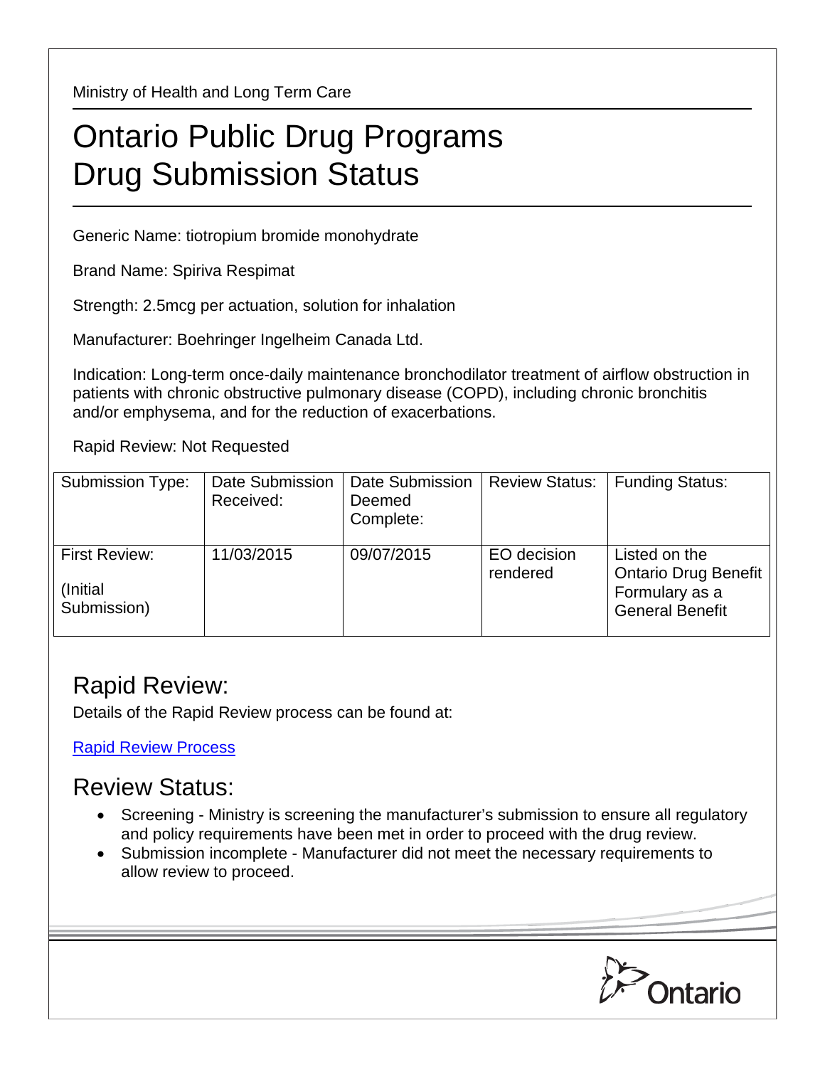Ministry of Health and Long Term Care

# Ontario Public Drug Programs Drug Submission Status

Generic Name: tiotropium bromide monohydrate

Brand Name: Spiriva Respimat

Strength: 2.5mcg per actuation, solution for inhalation

Manufacturer: Boehringer Ingelheim Canada Ltd.

Indication: Long-term once-daily maintenance bronchodilator treatment of airflow obstruction in patients with chronic obstructive pulmonary disease (COPD), including chronic bronchitis and/or emphysema, and for the reduction of exacerbations.

Rapid Review: Not Requested

| Submission Type: | Date Submission Received: | Date Submission Deemed Complete: | Review Status: | Funding Status: |
|---|---|---|---|---|
| First Review: (Initial Submission) | 11/03/2015 | 09/07/2015 | EO decision rendered | Listed on the Ontario Drug Benefit Formulary as a General Benefit |

## Rapid Review:

Details of the Rapid Review process can be found at:

[Rapid Review Process]

## Review Status:

- Screening - Ministry is screening the manufacturer's submission to ensure all regulatory and policy requirements have been met in order to proceed with the drug review.
- Submission incomplete - Manufacturer did not meet the necessary requirements to allow review to proceed.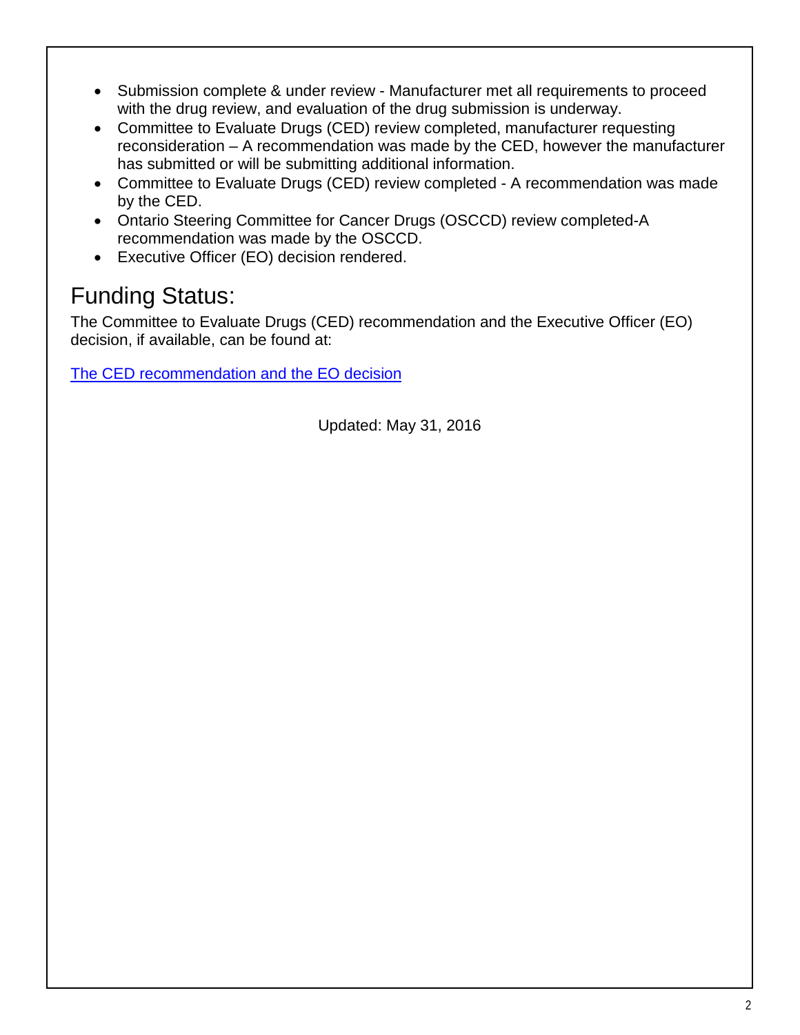- Submission complete & under review - Manufacturer met all requirements to proceed with the drug review, and evaluation of the drug submission is underway.
- Committee to Evaluate Drugs (CED) review completed, manufacturer requesting reconsideration – A recommendation was made by the CED, however the manufacturer has submitted or will be submitting additional information.
- Committee to Evaluate Drugs (CED) review completed - A recommendation was made by the CED.
- Ontario Steering Committee for Cancer Drugs (OSCCD) review completed-A recommendation was made by the OSCCD.
- Executive Officer (EO) decision rendered.

## Funding Status:

The Committee to Evaluate Drugs (CED) recommendation and the Executive Officer (EO) decision, if available, can be found at:

The CED recommendation and the EO decision

Updated: May 31, 2016